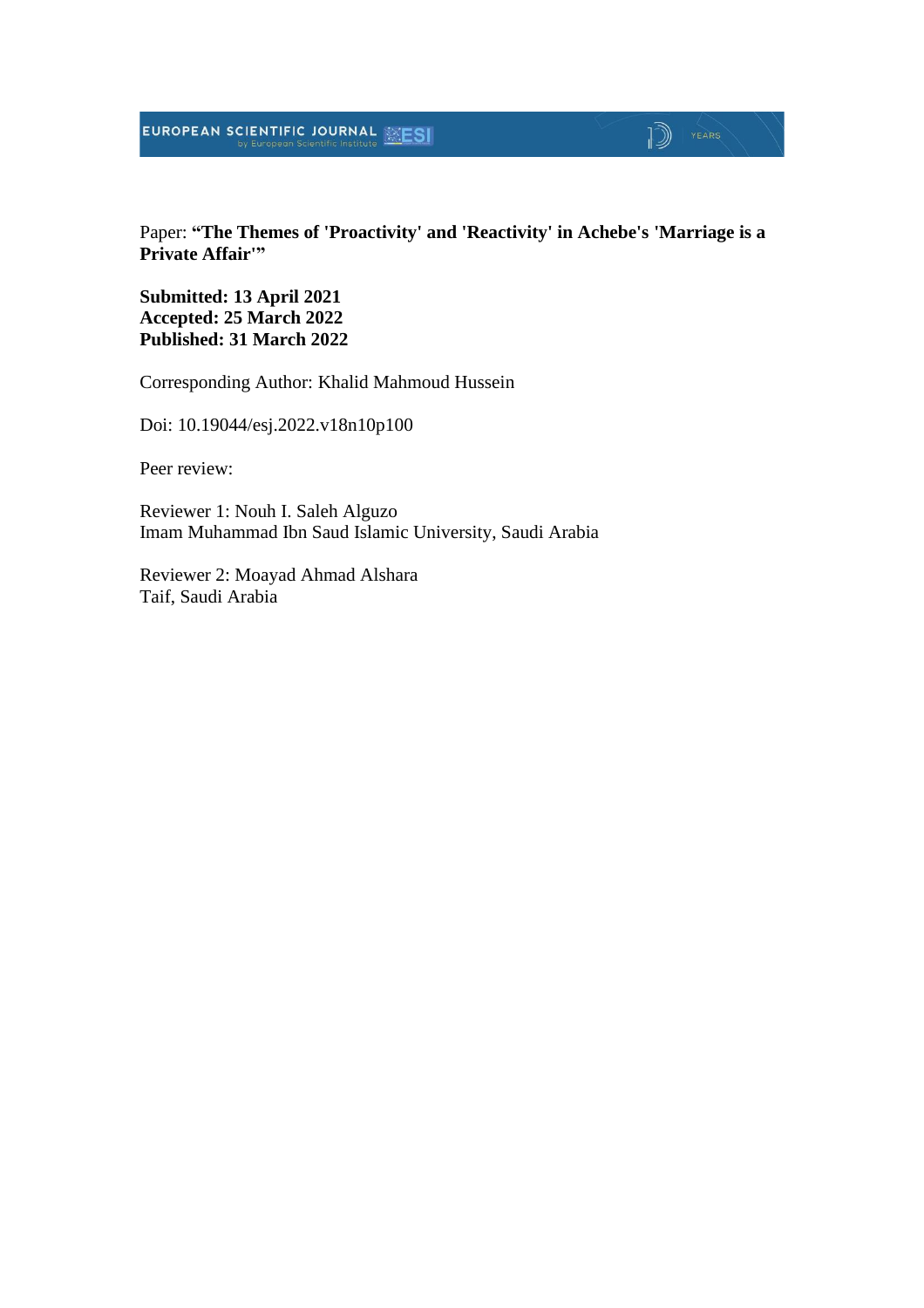Paper: **“The Themes of 'Proactivity' and 'Reactivity' in Achebe's 'Marriage is a Private Affair'”**

**Submitted: 13 April 2021**
**Accepted: 25 March 2022**
**Published: 31 March 2022**

Corresponding Author: Khalid Mahmoud Hussein

Doi: 10.19044/esj.2022.v18n10p100

Peer review:

Reviewer 1: Nouh I. Saleh Alguzo
Imam Muhammad Ibn Saud Islamic University, Saudi Arabia

Reviewer 2: Moayad Ahmad Alshara
Taif, Saudi Arabia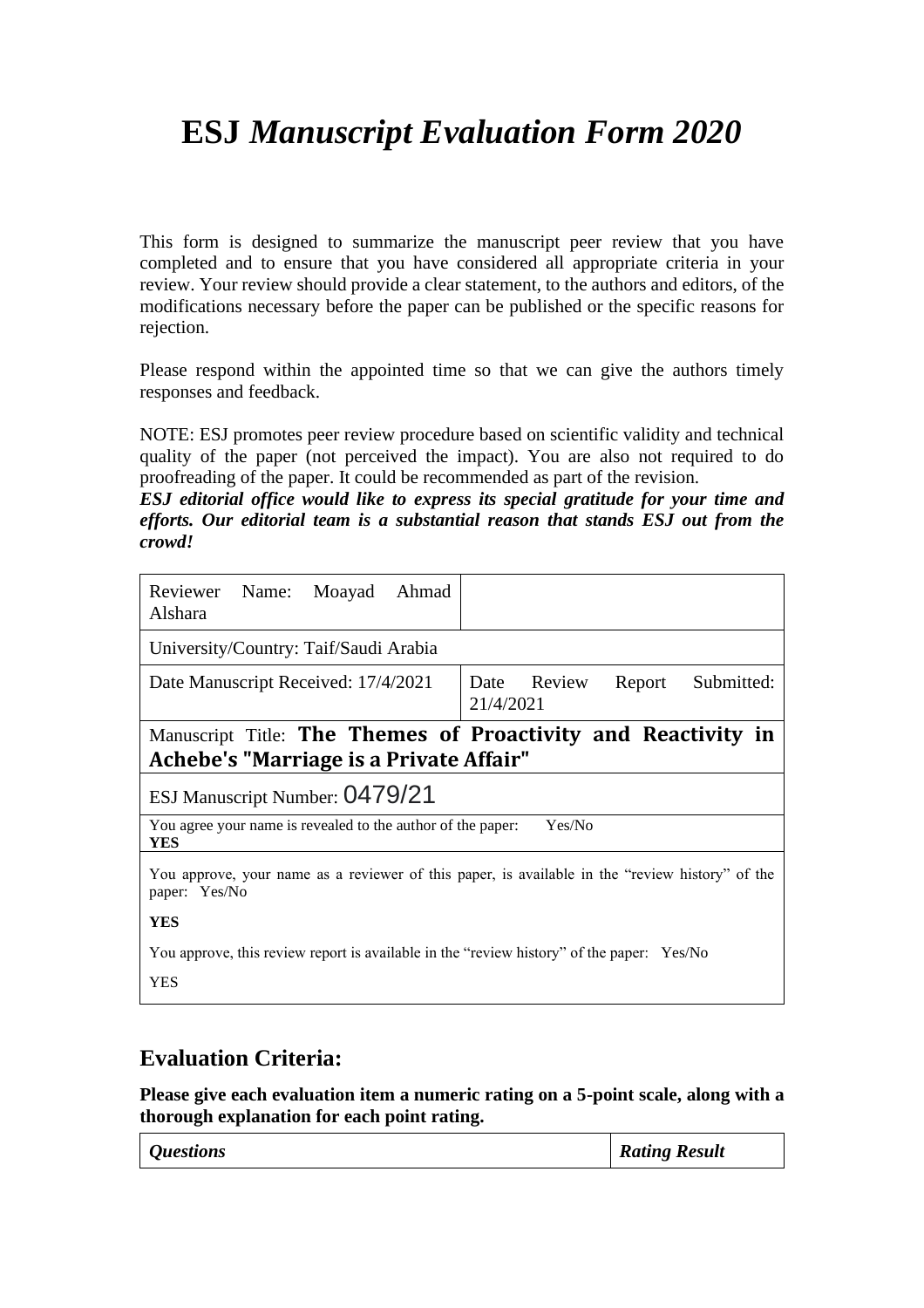# ESJ *Manuscript Evaluation Form 2020*

This form is designed to summarize the manuscript peer review that you have completed and to ensure that you have considered all appropriate criteria in your review. Your review should provide a clear statement, to the authors and editors, of the modifications necessary before the paper can be published or the specific reasons for rejection.

Please respond within the appointed time so that we can give the authors timely responses and feedback.

NOTE: ESJ promotes peer review procedure based on scientific validity and technical quality of the paper (not perceived the impact). You are also not required to do proofreading of the paper. It could be recommended as part of the revision.

***ESJ editorial office would like to express its special gratitude for your time and efforts. Our editorial team is a substantial reason that stands ESJ out from the crowd!***

| Reviewer Name: Moayad Ahmad Alshara | |
|---|---|
| University/Country: Taif/Saudi Arabia | |
| Date Manuscript Received: 17/4/2021 | Date Review Report Submitted: 21/4/2021 |
| Manuscript Title: **The Themes of Proactivity and Reactivity in Achebe's "Marriage is a Private Affair"** | |
| ESJ Manuscript Number: 0479/21 | |
| You agree your name is revealed to the author of the paper: Yes/No **YES** | |
| You approve, your name as a reviewer of this paper, is available in the "review history" of the paper: Yes/No **YES** You approve, this review report is available in the "review history" of the paper: Yes/No YES | |

## Evaluation Criteria:

**Please give each evaluation item a numeric rating on a 5-point scale, along with a thorough explanation for each point rating.**

| *Questions* | *Rating Result* |
|---|---|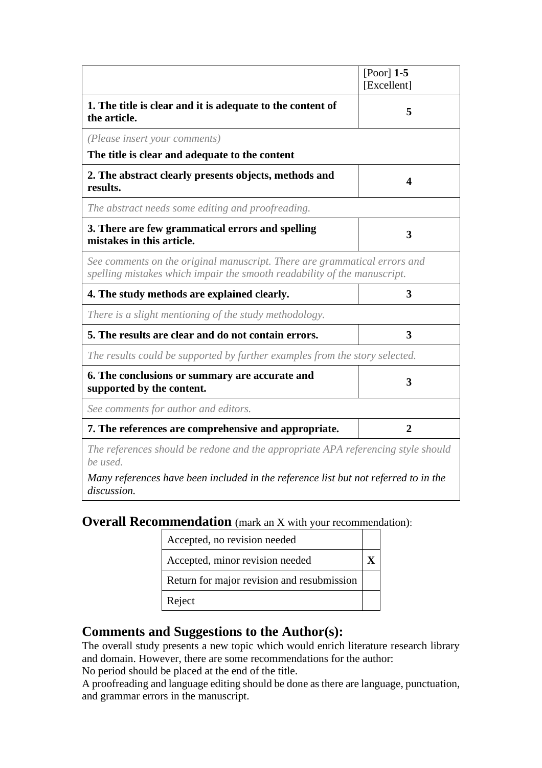| | [Poor] **1-5** [Excellent] |
|---|---|
| **1. The title is clear and it is adequate to the content of the article.** | **5** |
| *(Please insert your comments)* **The title is clear and adequate to the content** | |
| **2. The abstract clearly presents objects, methods and results.** | **4** |
| *The abstract needs some editing and proofreading.* | |
| **3. There are few grammatical errors and spelling mistakes in this article.** | **3** |
| *See comments on the original manuscript. There are grammatical errors and spelling mistakes which impair the smooth readability of the manuscript.* | |
| **4. The study methods are explained clearly.** | **3** |
| *There is a slight mentioning of the study methodology.* | |
| **5. The results are clear and do not contain errors.** | **3** |
| *The results could be supported by further examples from the story selected.* | |
| **6. The conclusions or summary are accurate and supported by the content.** | **3** |
| *See comments for author and editors.* | |
| **7. The references are comprehensive and appropriate.** | **2** |
| *The references should be redone and the appropriate APA referencing style should be used.* *Many references have been included in the reference list but not referred to in the discussion.* | |

## Overall Recommendation (mark an X with your recommendation):

| | |
|---|---|
| Accepted, no revision needed | |
| Accepted, minor revision needed | **X** |
| Return for major revision and resubmission | |
| Reject | |

## Comments and Suggestions to the Author(s):

The overall study presents a new topic which would enrich literature research library and domain. However, there are some recommendations for the author:
No period should be placed at the end of the title.
A proofreading and language editing should be done as there are language, punctuation, and grammar errors in the manuscript.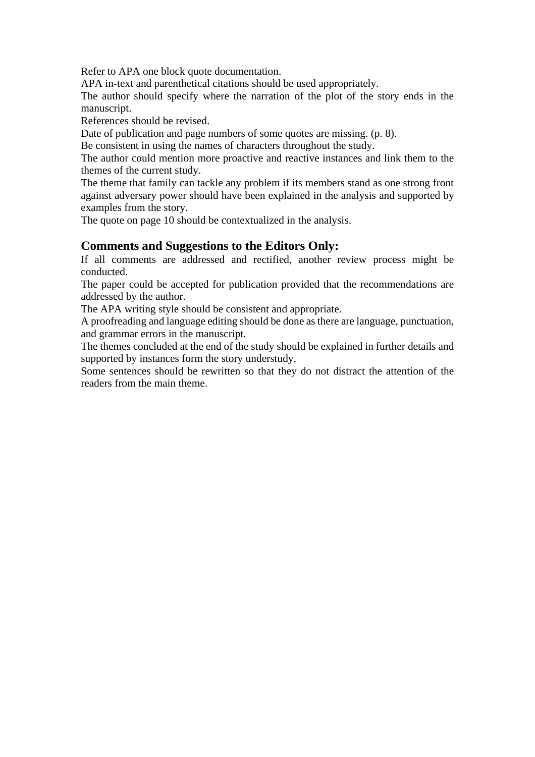Refer to APA one block quote documentation.

APA in-text and parenthetical citations should be used appropriately.

The author should specify where the narration of the plot of the story ends in the manuscript.

References should be revised.

Date of publication and page numbers of some quotes are missing. (p. 8).

Be consistent in using the names of characters throughout the study.

The author could mention more proactive and reactive instances and link them to the themes of the current study.

The theme that family can tackle any problem if its members stand as one strong front against adversary power should have been explained in the analysis and supported by examples from the story.

The quote on page 10 should be contextualized in the analysis.

## Comments and Suggestions to the Editors Only:

If all comments are addressed and rectified, another review process might be conducted.

The paper could be accepted for publication provided that the recommendations are addressed by the author.

The APA writing style should be consistent and appropriate.

A proofreading and language editing should be done as there are language, punctuation, and grammar errors in the manuscript.

The themes concluded at the end of the study should be explained in further details and supported by instances form the story understudy.

Some sentences should be rewritten so that they do not distract the attention of the readers from the main theme.